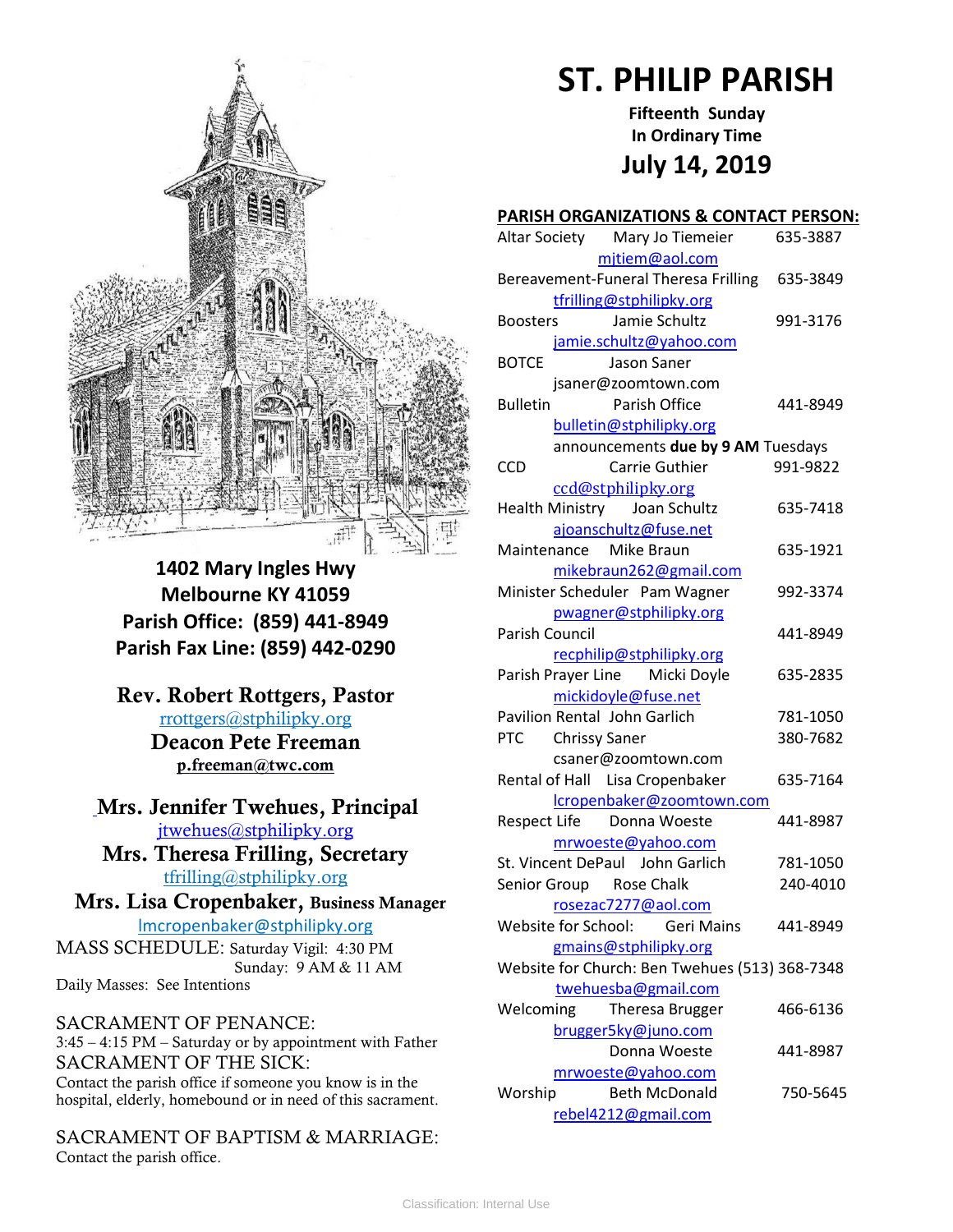# ST. PHILIP PARISH

**Fifteenth Sunday In Ordinary Time**

## July 14, 2019

**1402 Mary Ingles Hwy**
**Melbourne KY 41059**
**Parish Office: (859) 441-8949**
**Parish Fax Line: (859) 442-0290**

**Rev. Robert Rottgers, Pastor**
rrottgers@stphilipky.org
**Deacon Pete Freeman**
**p.freeman@twc.com**

**Mrs. Jennifer Twehues, Principal**
jtwehues@stphilipky.org
**Mrs. Theresa Frilling, Secretary**
tfrilling@stphilipky.org
**Mrs. Lisa Cropenbaker, Business Manager**
lmcropenbaker@stphilipky.org

MASS SCHEDULE: Saturday Vigil: 4:30 PM
Sunday: 9 AM & 11 AM
Daily Masses: See Intentions

SACRAMENT OF PENANCE:
3:45 – 4:15 PM – Saturday or by appointment with Father

SACRAMENT OF THE SICK:
Contact the parish office if someone you know is in the hospital, elderly, homebound or in need of this sacrament.

SACRAMENT OF BAPTISM & MARRIAGE:
Contact the parish office.

**PARISH ORGANIZATIONS & CONTACT PERSON:**

| Organization | Contact | Phone |
|---|---|---|
| Altar Society | Mary Jo Tiemeier<br>mjtiem@aol.com | 635-3887 |
| Bereavement-Funeral | Theresa Frilling<br>tfrilling@stphilipky.org | 635-3849 |
| Boosters | Jamie Schultz<br>jamie.schultz@yahoo.com | 991-3176 |
| BOTCE | Jason Saner<br>jsaner@zoomtown.com | |
| Bulletin | Parish Office<br>bulletin@stphilipky.org<br>announcements **due by 9 AM** Tuesdays | 441-8949 |
| CCD | Carrie Guthier<br>ccd@stphilipky.org | 991-9822 |
| Health Ministry | Joan Schultz<br>ajoanschultz@fuse.net | 635-7418 |
| Maintenance | Mike Braun<br>mikebraun262@gmail.com | 635-1921 |
| Minister Scheduler | Pam Wagner<br>pwagner@stphilipky.org | 992-3374 |
| Parish Council | recphilip@stphilipky.org | 441-8949 |
| Parish Prayer Line | Micki Doyle<br>mickidoyle@fuse.net | 635-2835 |
| Pavilion Rental | John Garlich | 781-1050 |
| PTC | Chrissy Saner<br>csaner@zoomtown.com | 380-7682 |
| Rental of Hall | Lisa Cropenbaker<br>lcropenbaker@zoomtown.com | 635-7164 |
| Respect Life | Donna Woeste<br>mrwoeste@yahoo.com | 441-8987 |
| St. Vincent DePaul | John Garlich | 781-1050 |
| Senior Group | Rose Chalk<br>rosezac7277@aol.com | 240-4010 |
| Website for School: | Geri Mains<br>gmains@stphilipky.org | 441-8949 |
| Website for Church: | Ben Twehues<br>twehuesba@gmail.com | (513) 368-7348 |
| Welcoming | Theresa Brugger<br>brugger5ky@juno.com | 466-6136 |
| | Donna Woeste<br>mrwoeste@yahoo.com | 441-8987 |
| Worship | Beth McDonald<br>rebel4212@gmail.com | 750-5645 |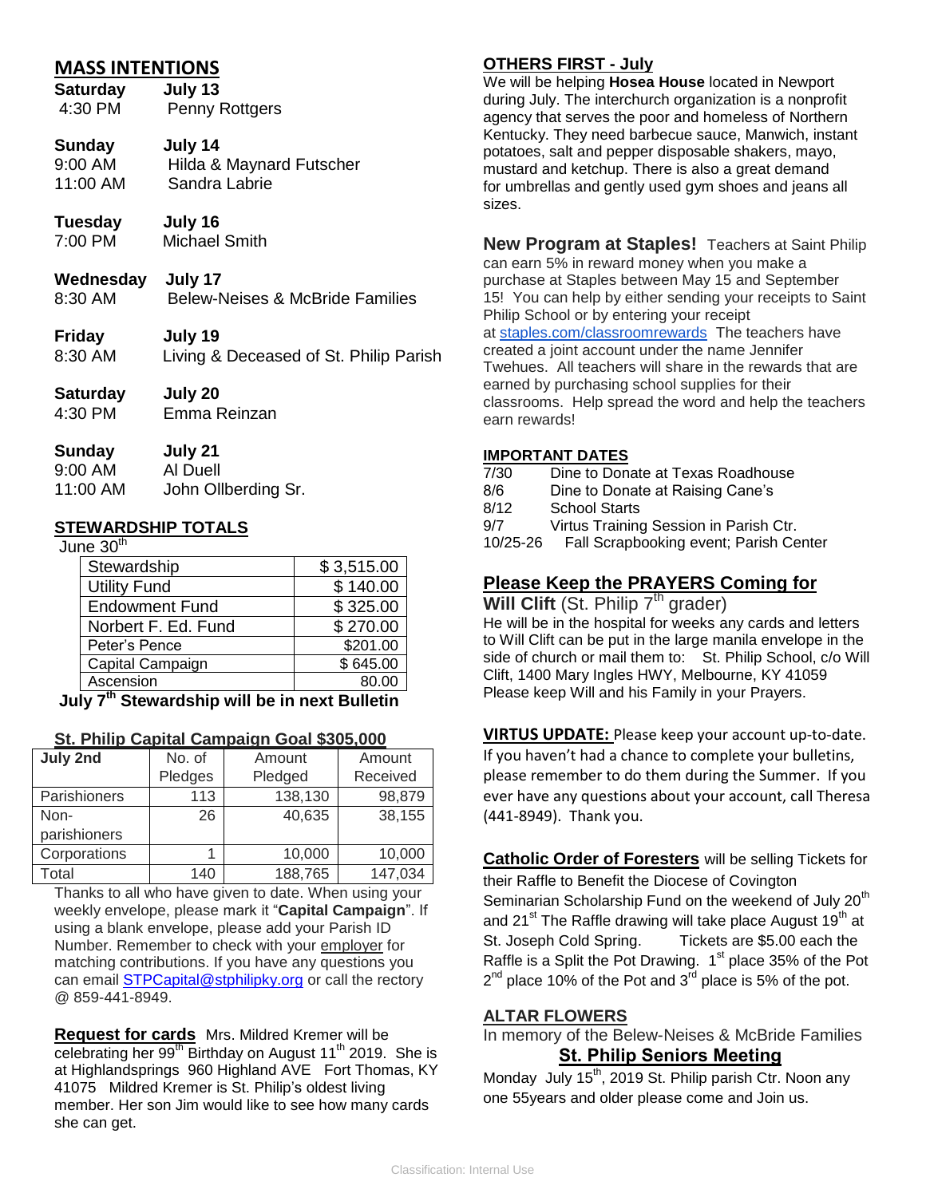## MASS INTENTIONS

**Saturday** **July 13**
4:30 PM Penny Rottgers

**Sunday** **July 14**
9:00 AM Hilda & Maynard Futscher
11:00 AM Sandra Labrie

**Tuesday** **July 16**
7:00 PM Michael Smith

**Wednesday** **July 17**
8:30 AM Belew-Neises & McBride Families

**Friday** **July 19**
8:30 AM Living & Deceased of St. Philip Parish

**Saturday** **July 20**
4:30 PM Emma Reinzan

**Sunday** **July 21**
9:00 AM Al Duell
11:00 AM John Ollberding Sr.

## STEWARDSHIP TOTALS

June 30th

| Stewardship | $ 3,515.00 |
|---|---|
| Utility Fund | $ 140.00 |
| Endowment Fund | $ 325.00 |
| Norbert F. Ed. Fund | $ 270.00 |
| Peter's Pence | $201.00 |
| Capital Campaign | $ 645.00 |
| Ascension | 80.00 |

**July 7th Stewardship will be in next Bulletin**

### St. Philip Capital Campaign Goal $305,000

| July 2nd | No. of Pledges | Amount Pledged | Amount Received |
|---|---|---|---|
| Parishioners | 113 | 138,130 | 98,879 |
| Non-parishioners | 26 | 40,635 | 38,155 |
| Corporations | 1 | 10,000 | 10,000 |
| Total | 140 | 188,765 | 147,034 |

Thanks to all who have given to date. When using your weekly envelope, please mark it "**Capital Campaign**". If using a blank envelope, please add your Parish ID Number. Remember to check with your employer for matching contributions. If you have any questions you can email STPCapital@stphilipky.org or call the rectory @ 859-441-8949.

**Request for cards** Mrs. Mildred Kremer will be celebrating her 99th Birthday on August 11th 2019. She is at Highlandsprings 960 Highland AVE Fort Thomas, KY 41075 Mildred Kremer is St. Philip's oldest living member. Her son Jim would like to see how many cards she can get.

## OTHERS FIRST - July

We will be helping **Hosea House** located in Newport during July. The interchurch organization is a nonprofit agency that serves the poor and homeless of Northern Kentucky. They need barbecue sauce, Manwich, instant potatoes, salt and pepper disposable shakers, mayo, mustard and ketchup. There is also a great demand for umbrellas and gently used gym shoes and jeans all sizes.

**New Program at Staples!** Teachers at Saint Philip can earn 5% in reward money when you make a purchase at Staples between May 15 and September 15! You can help by either sending your receipts to Saint Philip School or by entering your receipt at staples.com/classroomrewards The teachers have created a joint account under the name Jennifer Twehues. All teachers will share in the rewards that are earned by purchasing school supplies for their classrooms. Help spread the word and help the teachers earn rewards!

## IMPORTANT DATES

| | |
|---|---|
| 7/30 | Dine to Donate at Texas Roadhouse |
| 8/6 | Dine to Donate at Raising Cane's |
| 8/12 | School Starts |
| 9/7 | Virtus Training Session in Parish Ctr. |
| 10/25-26 | Fall Scrapbooking event; Parish Center |

## Please Keep the PRAYERS Coming for

**Will Clift** (St. Philip 7th grader)
He will be in the hospital for weeks any cards and letters to Will Clift can be put in the large manila envelope in the side of church or mail them to: St. Philip School, c/o Will Clift, 1400 Mary Ingles HWY, Melbourne, KY 41059
Please keep Will and his Family in your Prayers.

**VIRTUS UPDATE:** Please keep your account up-to-date. If you haven't had a chance to complete your bulletins, please remember to do them during the Summer. If you ever have any questions about your account, call Theresa (441-8949). Thank you.

**Catholic Order of Foresters** will be selling Tickets for their Raffle to Benefit the Diocese of Covington Seminarian Scholarship Fund on the weekend of July 20th and 21st The Raffle drawing will take place August 19th at St. Joseph Cold Spring. Tickets are $5.00 each the Raffle is a Split the Pot Drawing. 1st place 35% of the Pot 2nd place 10% of the Pot and 3rd place is 5% of the pot.

## ALTAR FLOWERS

In memory of the Belew-Neises & McBride Families

## St. Philip Seniors Meeting

Monday July 15th, 2019 St. Philip parish Ctr. Noon any one 55years and older please come and Join us.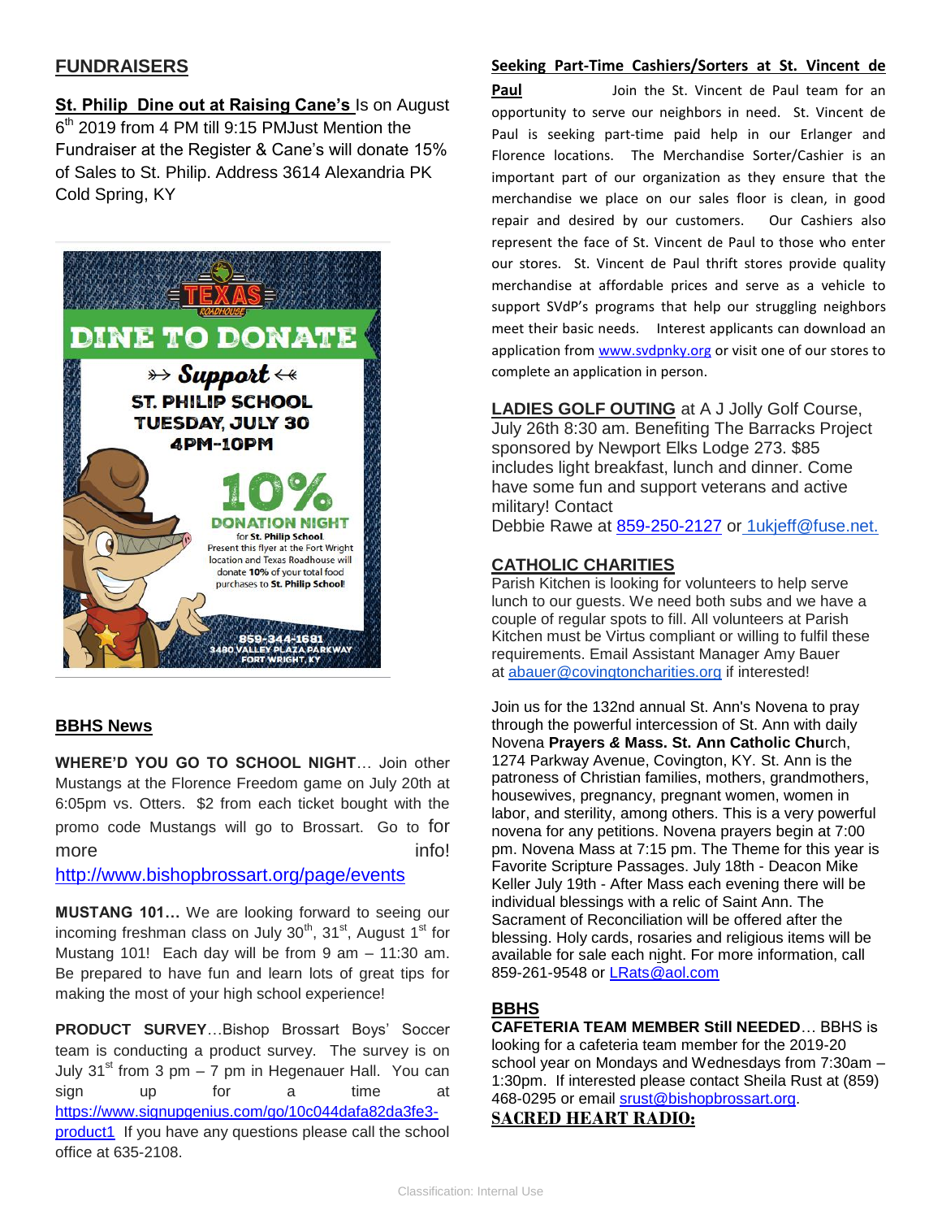## FUNDRAISERS

**St. Philip Dine out at Raising Cane's** Is on August 6th 2019 from 4 PM till 9:15 PMJust Mention the Fundraiser at the Register & Cane's will donate 15% of Sales to St. Philip. Address 3614 Alexandria PK Cold Spring, KY

TEXAS ROADHOUSE
DINE TO DONATE
Support
ST. PHILIP SCHOOL
TUESDAY, JULY 30
4PM-10PM
10%
DONATION NIGHT
for St. Philip School.
Present this flyer at the Fort Wright location and Texas Roadhouse will donate 10% of your total food purchases to St. Philip School!
859-344-1681
3480 VALLEY PLAZA PARKWAY
FORT WRIGHT, KY

## BBHS News

**WHERE'D YOU GO TO SCHOOL NIGHT**… Join other Mustangs at the Florence Freedom game on July 20th at 6:05pm vs. Otters. $2 from each ticket bought with the promo code Mustangs will go to Brossart. Go to for more info!
http://www.bishopbrossart.org/page/events

**MUSTANG 101…** We are looking forward to seeing our incoming freshman class on July 30th, 31st, August 1st for Mustang 101! Each day will be from 9 am – 11:30 am. Be prepared to have fun and learn lots of great tips for making the most of your high school experience!

**PRODUCT SURVEY**…Bishop Brossart Boys' Soccer team is conducting a product survey. The survey is on July 31st from 3 pm – 7 pm in Hegenauer Hall. You can sign up for a time at https://www.signupgenius.com/go/10c044dafa82da3fe3-product1 If you have any questions please call the school office at 635-2108.

**Seeking Part-Time Cashiers/Sorters at St. Vincent de Paul** Join the St. Vincent de Paul team for an opportunity to serve our neighbors in need. St. Vincent de Paul is seeking part-time paid help in our Erlanger and Florence locations. The Merchandise Sorter/Cashier is an important part of our organization as they ensure that the merchandise we place on our sales floor is clean, in good repair and desired by our customers. Our Cashiers also represent the face of St. Vincent de Paul to those who enter our stores. St. Vincent de Paul thrift stores provide quality merchandise at affordable prices and serve as a vehicle to support SVdP's programs that help our struggling neighbors meet their basic needs. Interest applicants can download an application from www.svdpnky.org or visit one of our stores to complete an application in person.

**LADIES GOLF OUTING** at A J Jolly Golf Course, July 26th 8:30 am. Benefiting The Barracks Project sponsored by Newport Elks Lodge 273. $85 includes light breakfast, lunch and dinner. Come have some fun and support veterans and active military! Contact
Debbie Rawe at 859-250-2127 or 1ukjeff@fuse.net.

## CATHOLIC CHARITIES

Parish Kitchen is looking for volunteers to help serve lunch to our guests. We need both subs and we have a couple of regular spots to fill. All volunteers at Parish Kitchen must be Virtus compliant or willing to fulfil these requirements. Email Assistant Manager Amy Bauer at abauer@covingtoncharities.org if interested!

Join us for the 132nd annual St. Ann's Novena to pray through the powerful intercession of St. Ann with daily Novena **Prayers & Mass. St. Ann Catholic Chu**rch, 1274 Parkway Avenue, Covington, KY. St. Ann is the patroness of Christian families, mothers, grandmothers, housewives, pregnancy, pregnant women, women in labor, and sterility, among others. This is a very powerful novena for any petitions. Novena prayers begin at 7:00 pm. Novena Mass at 7:15 pm. The Theme for this year is Favorite Scripture Passages. July 18th - Deacon Mike Keller July 19th - After Mass each evening there will be individual blessings with a relic of Saint Ann. The Sacrament of Reconciliation will be offered after the blessing. Holy cards, rosaries and religious items will be available for sale each night. For more information, call 859-261-9548 or LRats@aol.com

## BBHS

**CAFETERIA TEAM MEMBER Still NEEDED**… BBHS is looking for a cafeteria team member for the 2019-20 school year on Mondays and Wednesdays from 7:30am – 1:30pm. If interested please contact Sheila Rust at (859) 468-0295 or email srust@bishopbrossart.org.

**SACRED HEART RADIO:**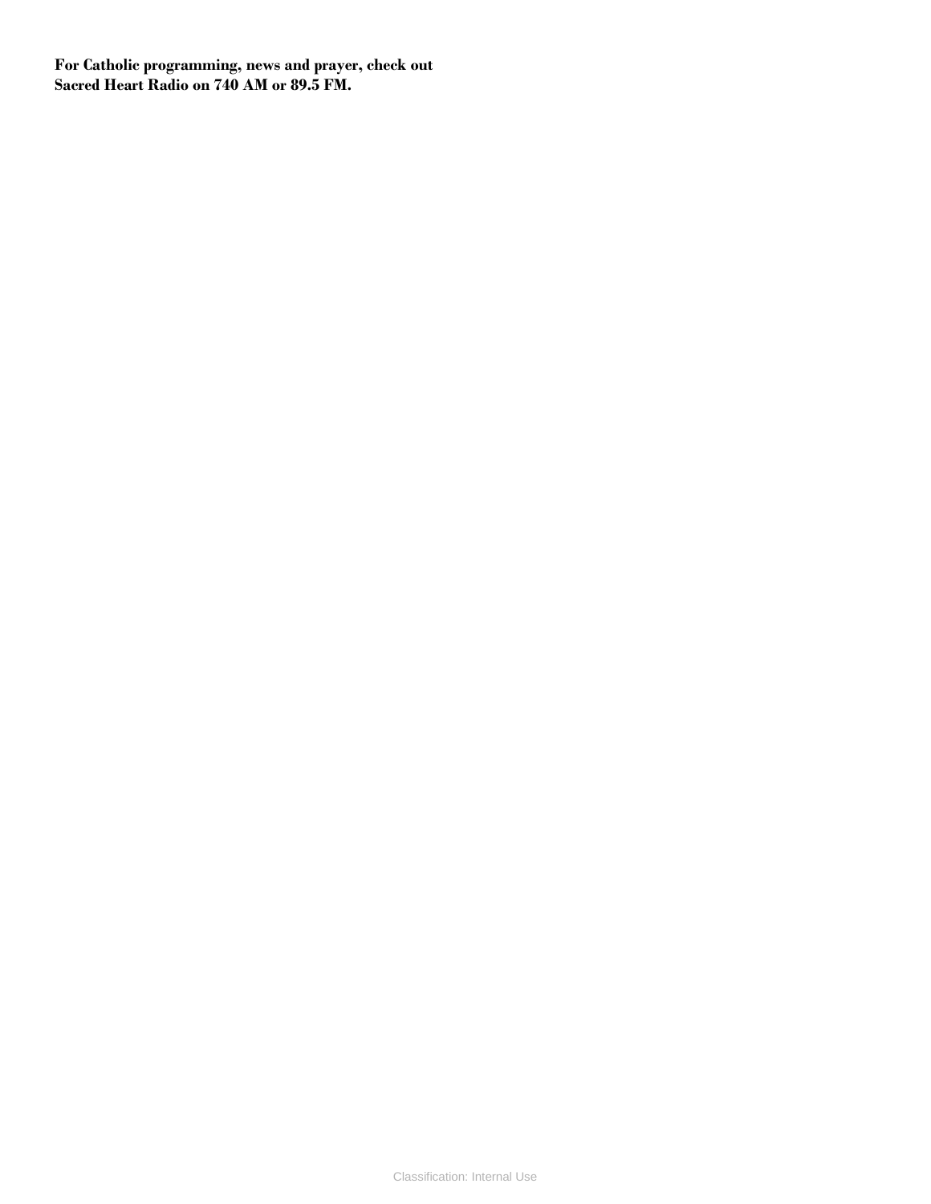**For Catholic programming, news and prayer, check out Sacred Heart Radio on 740 AM or 89.5 FM.**